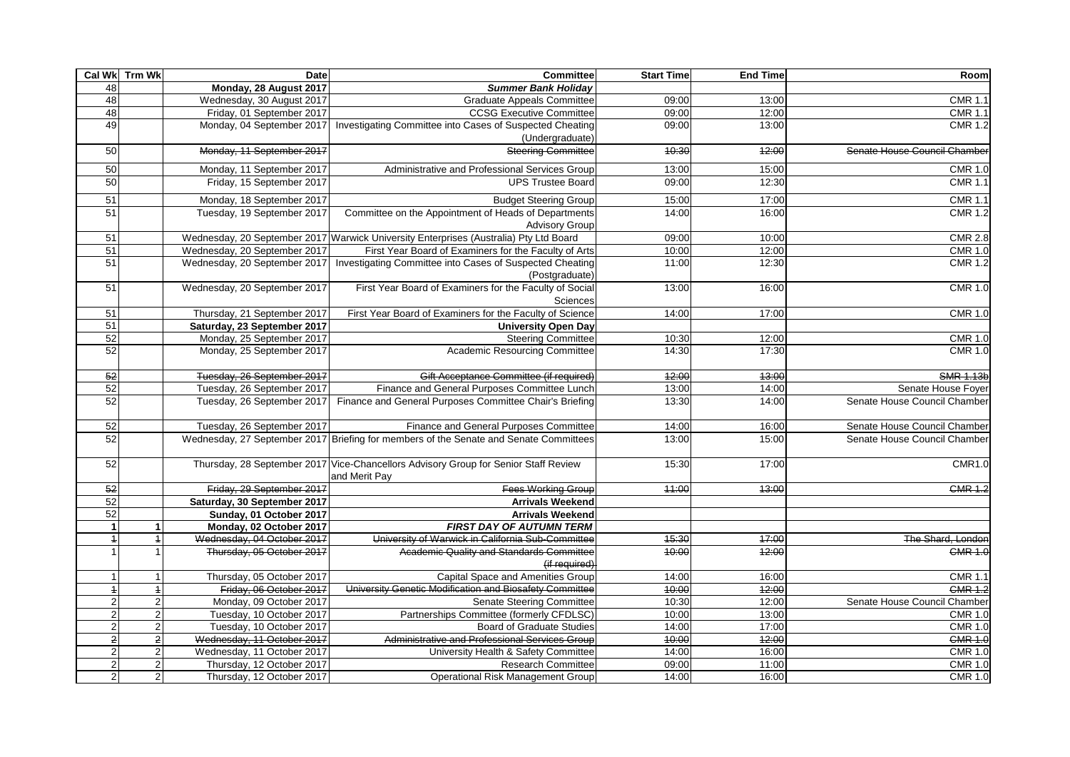| Cal Wk | Trm Wk | Date | Committee | Start Time | End Time | Room |
|---|---|---|---|---|---|---|
| 48 | | **Monday, 28 August 2017** | ***Summer Bank Holiday*** | | | |
| 48 | | Wednesday, 30 August 2017 | Graduate Appeals Committee | 09:00 | 13:00 | CMR 1.1 |
| 48 | | Friday, 01 September 2017 | CCSG Executive Committee | 09:00 | 12:00 | CMR 1.1 |
| 49 | | Monday, 04 September 2017 | Investigating Committee into Cases of Suspected Cheating (Undergraduate) | 09:00 | 13:00 | CMR 1.2 |
| 50 | | ~~Monday, 11 September 2017~~ | ~~Steering Committee~~ | ~~10:30~~ | ~~12:00~~ | ~~Senate House Council Chamber~~ |
| 50 | | Monday, 11 September 2017 | Administrative and Professional Services Group | 13:00 | 15:00 | CMR 1.0 |
| 50 | | Friday, 15 September 2017 | UPS Trustee Board | 09:00 | 12:30 | CMR 1.1 |
| 51 | | Monday, 18 September 2017 | Budget Steering Group | 15:00 | 17:00 | CMR 1.1 |
| 51 | | Tuesday, 19 September 2017 | Committee on the Appointment of Heads of Departments Advisory Group | 14:00 | 16:00 | CMR 1.2 |
| 51 | | Wednesday, 20 September 2017 | Warwick University Enterprises (Australia) Pty Ltd Board | 09:00 | 10:00 | CMR 2.8 |
| 51 | | Wednesday, 20 September 2017 | First Year Board of Examiners for the Faculty of Arts | 10:00 | 12:00 | CMR 1.0 |
| 51 | | Wednesday, 20 September 2017 | Investigating Committee into Cases of Suspected Cheating (Postgraduate) | 11:00 | 12:30 | CMR 1.2 |
| 51 | | Wednesday, 20 September 2017 | First Year Board of Examiners for the Faculty of Social Sciences | 13:00 | 16:00 | CMR 1.0 |
| 51 | | Thursday, 21 September 2017 | First Year Board of Examiners for the Faculty of Science | 14:00 | 17:00 | CMR 1.0 |
| 51 | | **Saturday, 23 September 2017** | **University Open Day** | | | |
| 52 | | Monday, 25 September 2017 | Steering Committee | 10:30 | 12:00 | CMR 1.0 |
| 52 | | Monday, 25 September 2017 | Academic Resourcing Committee | 14:30 | 17:30 | CMR 1.0 |
| ~~52~~ | | ~~Tuesday, 26 September 2017~~ | ~~Gift Acceptance Committee (if required)~~ | ~~12:00~~ | ~~13:00~~ | ~~SMR 1.13b~~ |
| 52 | | Tuesday, 26 September 2017 | Finance and General Purposes Committee Lunch | 13:00 | 14:00 | Senate House Foyer |
| 52 | | Tuesday, 26 September 2017 | Finance and General Purposes Committee Chair's Briefing | 13:30 | 14:00 | Senate House Council Chamber |
| 52 | | Tuesday, 26 September 2017 | Finance and General Purposes Committee | 14:00 | 16:00 | Senate House Council Chamber |
| 52 | | Wednesday, 27 September 2017 | Briefing for members of the Senate and Senate Committees | 13:00 | 15:00 | Senate House Council Chamber |
| 52 | | Thursday, 28 September 2017 | Vice-Chancellors Advisory Group for Senior Staff Review and Merit Pay | 15:30 | 17:00 | CMR1.0 |
| ~~52~~ | | ~~Friday, 29 September 2017~~ | ~~Fees Working Group~~ | ~~11:00~~ | ~~13:00~~ | ~~CMR 1.2~~ |
| 52 | | **Saturday, 30 September 2017** | **Arrivals Weekend** | | | |
| 52 | | **Sunday, 01 October 2017** | **Arrivals Weekend** | | | |
| **1** | **1** | **Monday, 02 October 2017** | ***FIRST DAY OF AUTUMN TERM*** | | | |
| ~~1~~ | ~~1~~ | ~~Wednesday, 04 October 2017~~ | ~~University of Warwick in California Sub-Committee~~ | ~~15:30~~ | ~~17:00~~ | ~~The Shard, London~~ |
| 1 | 1 | ~~Thursday, 05 October 2017~~ | ~~Academic Quality and Standards Committee (if required)~~ | ~~10:00~~ | ~~12:00~~ | ~~CMR 1.0~~ |
| 1 | 1 | Thursday, 05 October 2017 | Capital Space and Amenities Group | 14:00 | 16:00 | CMR 1.1 |
| ~~1~~ | ~~1~~ | ~~Friday, 06 October 2017~~ | ~~University Genetic Modification and Biosafety Committee~~ | ~~10:00~~ | ~~12:00~~ | ~~CMR 1.2~~ |
| 2 | 2 | Monday, 09 October 2017 | Senate Steering Committee | 10:30 | 12:00 | Senate House Council Chamber |
| 2 | 2 | Tuesday, 10 October 2017 | Partnerships Committee (formerly CFDLSC) | 10:00 | 13:00 | CMR 1.0 |
| 2 | 2 | Tuesday, 10 October 2017 | Board of Graduate Studies | 14:00 | 17:00 | CMR 1.0 |
| ~~2~~ | ~~2~~ | ~~Wednesday, 11 October 2017~~ | ~~Administrative and Professional Services Group~~ | ~~10:00~~ | ~~12:00~~ | ~~CMR 1.0~~ |
| 2 | 2 | Wednesday, 11 October 2017 | University Health & Safety Committee | 14:00 | 16:00 | CMR 1.0 |
| 2 | 2 | Thursday, 12 October 2017 | Research Committee | 09:00 | 11:00 | CMR 1.0 |
| 2 | 2 | Thursday, 12 October 2017 | Operational Risk Management Group | 14:00 | 16:00 | CMR 1.0 |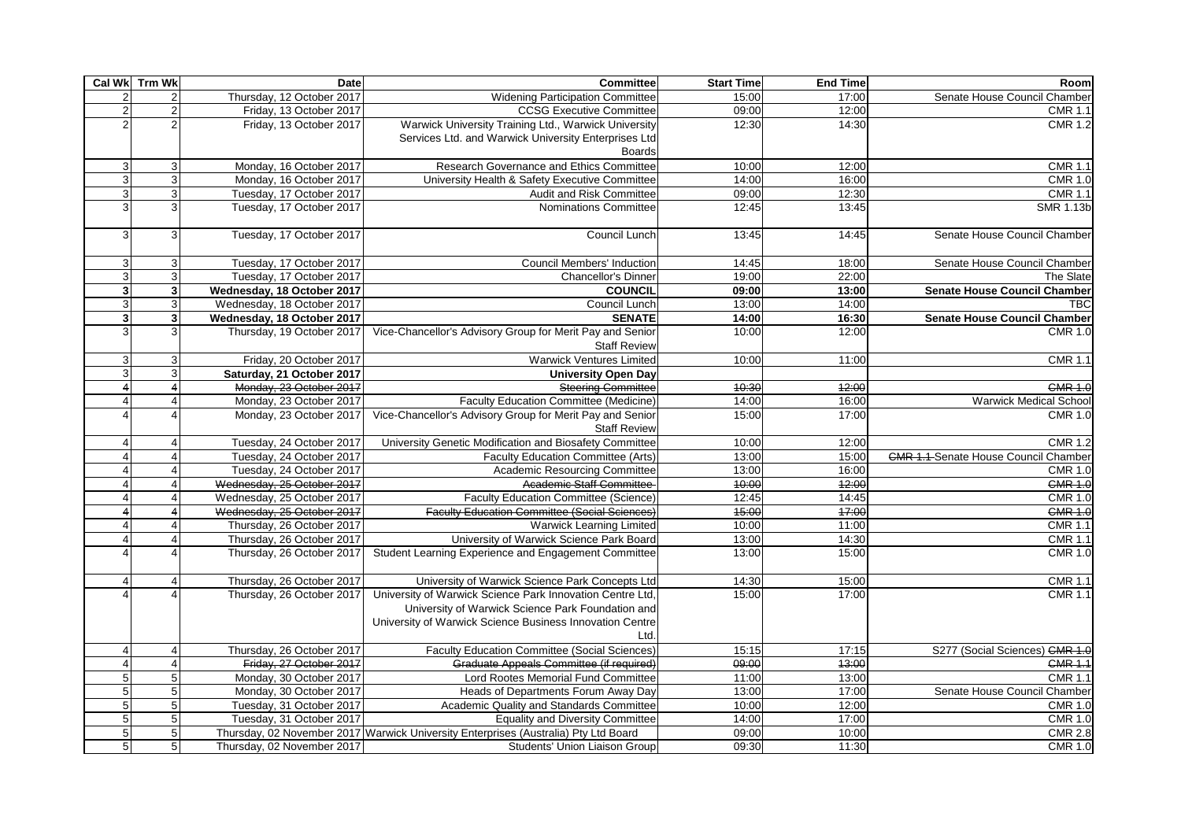| Cal Wk | Trm Wk | Date | Committee | Start Time | End Time | Room |
|---|---|---|---|---|---|---|
| 2 | 2 | Thursday, 12 October 2017 | Widening Participation Committee | 15:00 | 17:00 | Senate House Council Chamber |
| 2 | 2 | Friday, 13 October 2017 | CCSG Executive Committee | 09:00 | 12:00 | CMR 1.1 |
| 2 | 2 | Friday, 13 October 2017 | Warwick University Training Ltd., Warwick University Services Ltd. and Warwick University Enterprises Ltd Boards | 12:30 | 14:30 | CMR 1.2 |
| 3 | 3 | Monday, 16 October 2017 | Research Governance and Ethics Committee | 10:00 | 12:00 | CMR 1.1 |
| 3 | 3 | Monday, 16 October 2017 | University Health & Safety Executive Committee | 14:00 | 16:00 | CMR 1.0 |
| 3 | 3 | Tuesday, 17 October 2017 | Audit and Risk Committee | 09:00 | 12:30 | CMR 1.1 |
| 3 | 3 | Tuesday, 17 October 2017 | Nominations Committee | 12:45 | 13:45 | SMR 1.13b |
| 3 | 3 | Tuesday, 17 October 2017 | Council Lunch | 13:45 | 14:45 | Senate House Council Chamber |
| 3 | 3 | Tuesday, 17 October 2017 | Council Members' Induction | 14:45 | 18:00 | Senate House Council Chamber |
| 3 | 3 | Tuesday, 17 October 2017 | Chancellor's Dinner | 19:00 | 22:00 | The Slate |
| **3** | **3** | **Wednesday, 18 October 2017** | **COUNCIL** | **09:00** | **13:00** | **Senate House Council Chamber** |
| 3 | 3 | Wednesday, 18 October 2017 | Council Lunch | 13:00 | 14:00 | TBC |
| **3** | **3** | **Wednesday, 18 October 2017** | **SENATE** | **14:00** | **16:30** | **Senate House Council Chamber** |
| 3 | 3 | Thursday, 19 October 2017 | Vice-Chancellor's Advisory Group for Merit Pay and Senior Staff Review | 10:00 | 12:00 | CMR 1.0 |
| 3 | 3 | Friday, 20 October 2017 | Warwick Ventures Limited | 10:00 | 11:00 | CMR 1.1 |
| 3 | 3 | **Saturday, 21 October 2017** | **University Open Day** | | | |
| ~~4~~ | ~~4~~ | ~~Monday, 23 October 2017~~ | ~~Steering Committee~~ | ~~10:30~~ | ~~12:00~~ | ~~CMR 1.0~~ |
| 4 | 4 | Monday, 23 October 2017 | Faculty Education Committee (Medicine) | 14:00 | 16:00 | Warwick Medical School |
| 4 | 4 | Monday, 23 October 2017 | Vice-Chancellor's Advisory Group for Merit Pay and Senior Staff Review | 15:00 | 17:00 | CMR 1.0 |
| 4 | 4 | Tuesday, 24 October 2017 | University Genetic Modification and Biosafety Committee | 10:00 | 12:00 | CMR 1.2 |
| 4 | 4 | Tuesday, 24 October 2017 | Faculty Education Committee (Arts) | 13:00 | 15:00 | ~~CMR 1.1~~ Senate House Council Chamber |
| 4 | 4 | Tuesday, 24 October 2017 | Academic Resourcing Committee | 13:00 | 16:00 | CMR 1.0 |
| 4 | 4 | ~~Wednesday, 25 October 2017~~ | ~~Academic Staff Committee~~ | ~~10:00~~ | ~~12:00~~ | ~~CMR 1.0~~ |
| 4 | 4 | Wednesday, 25 October 2017 | Faculty Education Committee (Science) | 12:45 | 14:45 | CMR 1.0 |
| ~~4~~ | ~~4~~ | ~~Wednesday, 25 October 2017~~ | ~~Faculty Education Committee (Social Sciences)~~ | ~~15:00~~ | ~~17:00~~ | ~~CMR 1.0~~ |
| 4 | 4 | Thursday, 26 October 2017 | Warwick Learning Limited | 10:00 | 11:00 | CMR 1.1 |
| 4 | 4 | Thursday, 26 October 2017 | University of Warwick Science Park Board | 13:00 | 14:30 | CMR 1.1 |
| 4 | 4 | Thursday, 26 October 2017 | Student Learning Experience and Engagement Committee | 13:00 | 15:00 | CMR 1.0 |
| 4 | 4 | Thursday, 26 October 2017 | University of Warwick Science Park Concepts Ltd | 14:30 | 15:00 | CMR 1.1 |
| 4 | 4 | Thursday, 26 October 2017 | University of Warwick Science Park Innovation Centre Ltd, University of Warwick Science Park Foundation and University of Warwick Science Business Innovation Centre Ltd. | 15:00 | 17:00 | CMR 1.1 |
| 4 | 4 | Thursday, 26 October 2017 | Faculty Education Committee (Social Sciences) | 15:15 | 17:15 | S277 (Social Sciences) ~~CMR 1.0~~ |
| 4 | 4 | ~~Friday, 27 October 2017~~ | ~~Graduate Appeals Committee (if required)~~ | ~~09:00~~ | ~~13:00~~ | ~~CMR 1.1~~ |
| 5 | 5 | Monday, 30 October 2017 | Lord Rootes Memorial Fund Committee | 11:00 | 13:00 | CMR 1.1 |
| 5 | 5 | Monday, 30 October 2017 | Heads of Departments Forum Away Day | 13:00 | 17:00 | Senate House Council Chamber |
| 5 | 5 | Tuesday, 31 October 2017 | Academic Quality and Standards Committee | 10:00 | 12:00 | CMR 1.0 |
| 5 | 5 | Tuesday, 31 October 2017 | Equality and Diversity Committee | 14:00 | 17:00 | CMR 1.0 |
| 5 | 5 | Thursday, 02 November 2017 | Warwick University Enterprises (Australia) Pty Ltd Board | 09:00 | 10:00 | CMR 2.8 |
| 5 | 5 | Thursday, 02 November 2017 | Students' Union Liaison Group | 09:30 | 11:30 | CMR 1.0 |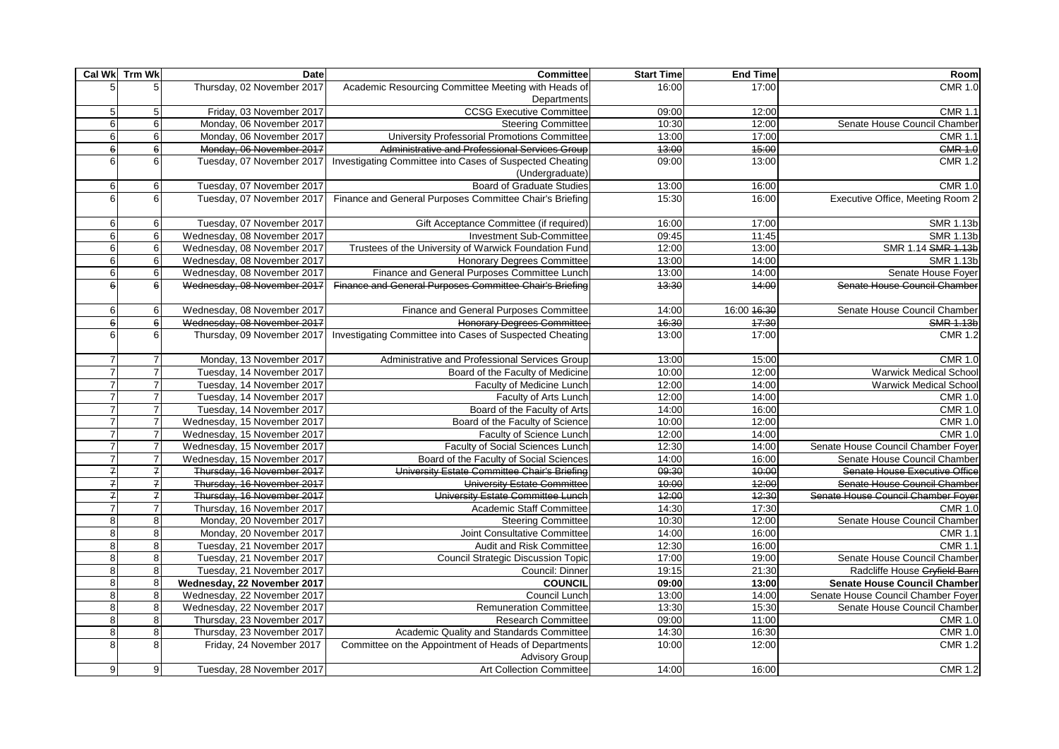| Cal Wk | Trm Wk | Date | Committee | Start Time | End Time | Room |
|---|---|---|---|---|---|---|
| 5 | 5 | Thursday, 02 November 2017 | Academic Resourcing Committee Meeting with Heads of Departments | 16:00 | 17:00 | CMR 1.0 |
| 5 | 5 | Friday, 03 November 2017 | CCSG Executive Committee | 09:00 | 12:00 | CMR 1.1 |
| 6 | 6 | Monday, 06 November 2017 | Steering Committee | 10:30 | 12:00 | Senate House Council Chamber |
| 6 | 6 | Monday, 06 November 2017 | University Professorial Promotions Committee | 13:00 | 17:00 | CMR 1.1 |
| ~~6~~ | ~~6~~ | ~~Monday, 06 November 2017~~ | ~~Administrative and Professional Services Group~~ | ~~13:00~~ | ~~15:00~~ | ~~CMR 1.0~~ |
| 6 | 6 | Tuesday, 07 November 2017 | Investigating Committee into Cases of Suspected Cheating (Undergraduate) | 09:00 | 13:00 | CMR 1.2 |
| 6 | 6 | Tuesday, 07 November 2017 | Board of Graduate Studies | 13:00 | 16:00 | CMR 1.0 |
| 6 | 6 | Tuesday, 07 November 2017 | Finance and General Purposes Committee Chair's Briefing | 15:30 | 16:00 | Executive Office, Meeting Room 2 |
| 6 | 6 | Tuesday, 07 November 2017 | Gift Acceptance Committee (if required) | 16:00 | 17:00 | SMR 1.13b |
| 6 | 6 | Wednesday, 08 November 2017 | Investment Sub-Committee | 09:45 | 11:45 | SMR 1.13b |
| 6 | 6 | Wednesday, 08 November 2017 | Trustees of the University of Warwick Foundation Fund | 12:00 | 13:00 | SMR 1.14 ~~SMR 1.13b~~ |
| 6 | 6 | Wednesday, 08 November 2017 | Honorary Degrees Committee | 13:00 | 14:00 | SMR 1.13b |
| 6 | 6 | Wednesday, 08 November 2017 | Finance and General Purposes Committee Lunch | 13:00 | 14:00 | Senate House Foyer |
| ~~6~~ | ~~6~~ | ~~Wednesday, 08 November 2017~~ | ~~Finance and General Purposes Committee Chair's Briefing~~ | ~~13:30~~ | ~~14:00~~ | ~~Senate House Council Chamber~~ |
| 6 | 6 | Wednesday, 08 November 2017 | Finance and General Purposes Committee | 14:00 | 16:00 ~~16:30~~ | Senate House Council Chamber |
| ~~6~~ | ~~6~~ | ~~Wednesday, 08 November 2017~~ | ~~Honorary Degrees Committee~~ | ~~16:30~~ | ~~17:30~~ | ~~SMR 1.13b~~ |
| 6 | 6 | Thursday, 09 November 2017 | Investigating Committee into Cases of Suspected Cheating | 13:00 | 17:00 | CMR 1.2 |
| 7 | 7 | Monday, 13 November 2017 | Administrative and Professional Services Group | 13:00 | 15:00 | CMR 1.0 |
| 7 | 7 | Tuesday, 14 November 2017 | Board of the Faculty of Medicine | 10:00 | 12:00 | Warwick Medical School |
| 7 | 7 | Tuesday, 14 November 2017 | Faculty of Medicine Lunch | 12:00 | 14:00 | Warwick Medical School |
| 7 | 7 | Tuesday, 14 November 2017 | Faculty of Arts Lunch | 12:00 | 14:00 | CMR 1.0 |
| 7 | 7 | Tuesday, 14 November 2017 | Board of the Faculty of Arts | 14:00 | 16:00 | CMR 1.0 |
| 7 | 7 | Wednesday, 15 November 2017 | Board of the Faculty of Science | 10:00 | 12:00 | CMR 1.0 |
| 7 | 7 | Wednesday, 15 November 2017 | Faculty of Science Lunch | 12:00 | 14:00 | CMR 1.0 |
| 7 | 7 | Wednesday, 15 November 2017 | Faculty of Social Sciences Lunch | 12:30 | 14:00 | Senate House Council Chamber Foyer |
| 7 | 7 | Wednesday, 15 November 2017 | Board of the Faculty of Social Sciences | 14:00 | 16:00 | Senate House Council Chamber |
| ~~7~~ | ~~7~~ | ~~Thursday, 16 November 2017~~ | ~~University Estate Committee Chair's Briefing~~ | ~~09:30~~ | ~~10:00~~ | ~~Senate House Executive Office~~ |
| ~~7~~ | ~~7~~ | ~~Thursday, 16 November 2017~~ | ~~University Estate Committee~~ | ~~10:00~~ | ~~12:00~~ | ~~Senate House Council Chamber~~ |
| ~~7~~ | ~~7~~ | ~~Thursday, 16 November 2017~~ | ~~University Estate Committee Lunch~~ | ~~12:00~~ | ~~12:30~~ | ~~Senate House Council Chamber Foyer~~ |
| 7 | 7 | Thursday, 16 November 2017 | Academic Staff Committee | 14:30 | 17:30 | CMR 1.0 |
| 8 | 8 | Monday, 20 November 2017 | Steering Committee | 10:30 | 12:00 | Senate House Council Chamber |
| 8 | 8 | Monday, 20 November 2017 | Joint Consultative Committee | 14:00 | 16:00 | CMR 1.1 |
| 8 | 8 | Tuesday, 21 November 2017 | Audit and Risk Committee | 12:30 | 16:00 | CMR 1.1 |
| 8 | 8 | Tuesday, 21 November 2017 | Council Strategic Discussion Topic | 17:00 | 19:00 | Senate House Council Chamber |
| 8 | 8 | Tuesday, 21 November 2017 | Council: Dinner | 19:15 | 21:30 | Radcliffe House ~~Cryfield Barn~~ |
| **8** | **8** | **Wednesday, 22 November 2017** | **COUNCIL** | **09:00** | **13:00** | **Senate House Council Chamber** |
| 8 | 8 | Wednesday, 22 November 2017 | Council Lunch | 13:00 | 14:00 | Senate House Council Chamber Foyer |
| 8 | 8 | Wednesday, 22 November 2017 | Remuneration Committee | 13:30 | 15:30 | Senate House Council Chamber |
| 8 | 8 | Thursday, 23 November 2017 | Research Committee | 09:00 | 11:00 | CMR 1.0 |
| 8 | 8 | Thursday, 23 November 2017 | Academic Quality and Standards Committee | 14:30 | 16:30 | CMR 1.0 |
| 8 | 8 | Friday, 24 November 2017 | Committee on the Appointment of Heads of Departments Advisory Group | 10:00 | 12:00 | CMR 1.2 |
| 9 | 9 | Tuesday, 28 November 2017 | Art Collection Committee | 14:00 | 16:00 | CMR 1.2 |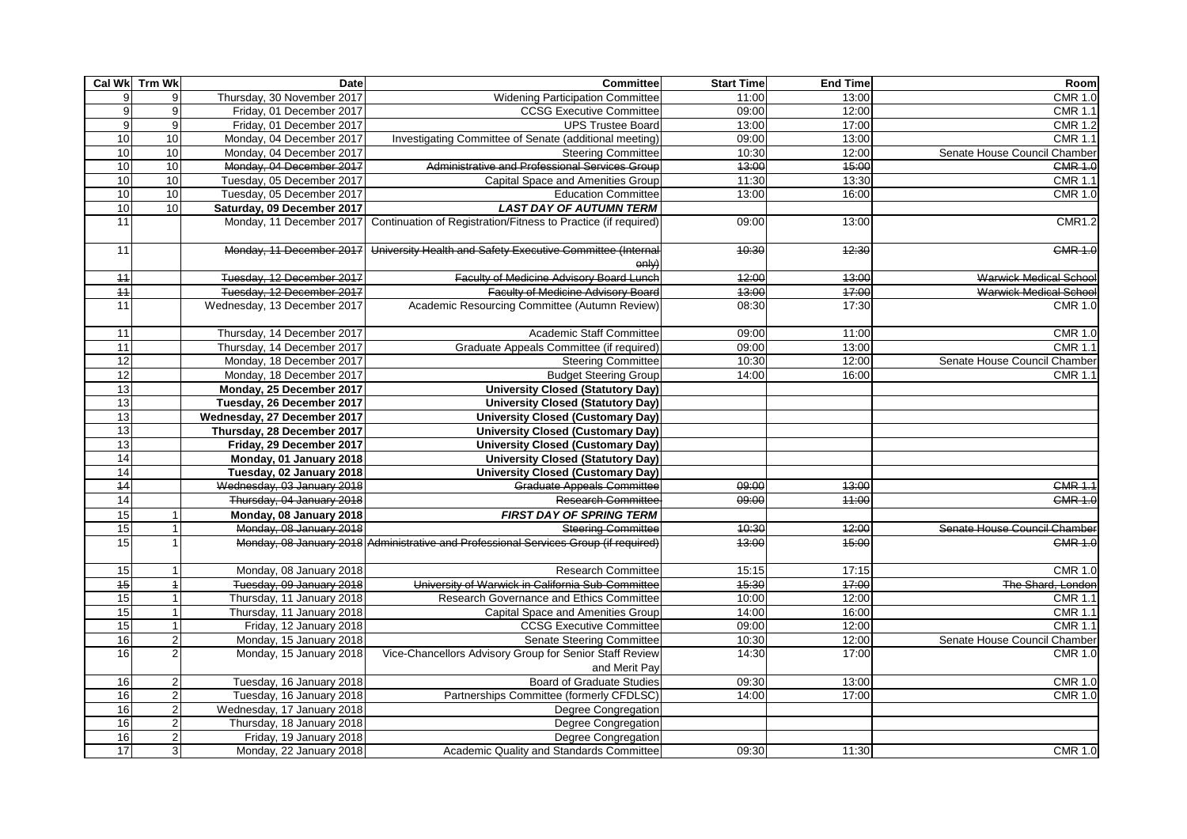| Cal Wk | Trm Wk | Date | Committee | Start Time | End Time | Room |
|---|---|---|---|---|---|---|
| 9 | 9 | Thursday, 30 November 2017 | Widening Participation Committee | 11:00 | 13:00 | CMR 1.0 |
| 9 | 9 | Friday, 01 December 2017 | CCSG Executive Committee | 09:00 | 12:00 | CMR 1.1 |
| 9 | 9 | Friday, 01 December 2017 | UPS Trustee Board | 13:00 | 17:00 | CMR 1.2 |
| 10 | 10 | Monday, 04 December 2017 | Investigating Committee of Senate (additional meeting) | 09:00 | 13:00 | CMR 1.1 |
| 10 | 10 | Monday, 04 December 2017 | Steering Committee | 10:30 | 12:00 | Senate House Council Chamber |
| 10 | 10 | ~~Monday, 04 December 2017~~ | ~~Administrative and Professional Services Group~~ | ~~13:00~~ | ~~15:00~~ | ~~CMR 1.0~~ |
| 10 | 10 | Tuesday, 05 December 2017 | Capital Space and Amenities Group | 11:30 | 13:30 | CMR 1.1 |
| 10 | 10 | Tuesday, 05 December 2017 | Education Committee | 13:00 | 16:00 | CMR 1.0 |
| 10 | 10 | **Saturday, 09 December 2017** | ***LAST DAY OF AUTUMN TERM*** | | | |
| 11 | | Monday, 11 December 2017 | Continuation of Registration/Fitness to Practice (if required) | 09:00 | 13:00 | CMR1.2 |
| 11 | | ~~Monday, 11 December 2017~~ | ~~University Health and Safety Executive Committee (Internal only)~~ | ~~10:30~~ | ~~12:30~~ | ~~CMR 1.0~~ |
| ~~11~~ | | ~~Tuesday, 12 December 2017~~ | ~~Faculty of Medicine Advisory Board Lunch~~ | ~~12:00~~ | ~~13:00~~ | ~~Warwick Medical School~~ |
| ~~11~~ | | ~~Tuesday, 12 December 2017~~ | ~~Faculty of Medicine Advisory Board~~ | ~~13:00~~ | ~~17:00~~ | ~~Warwick Medical School~~ |
| 11 | | Wednesday, 13 December 2017 | Academic Resourcing Committee (Autumn Review) | 08:30 | 17:30 | CMR 1.0 |
| 11 | | Thursday, 14 December 2017 | Academic Staff Committee | 09:00 | 11:00 | CMR 1.0 |
| 11 | | Thursday, 14 December 2017 | Graduate Appeals Committee (if required) | 09:00 | 13:00 | CMR 1.1 |
| 12 | | Monday, 18 December 2017 | Steering Committee | 10:30 | 12:00 | Senate House Council Chamber |
| 12 | | Monday, 18 December 2017 | Budget Steering Group | 14:00 | 16:00 | CMR 1.1 |
| 13 | | **Monday, 25 December 2017** | **University Closed (Statutory Day)** | | | |
| 13 | | **Tuesday, 26 December 2017** | **University Closed (Statutory Day)** | | | |
| 13 | | **Wednesday, 27 December 2017** | **University Closed (Customary Day)** | | | |
| 13 | | **Thursday, 28 December 2017** | **University Closed (Customary Day)** | | | |
| 13 | | **Friday, 29 December 2017** | **University Closed (Customary Day)** | | | |
| 14 | | **Monday, 01 January 2018** | **University Closed (Statutory Day)** | | | |
| 14 | | **Tuesday, 02 January 2018** | **University Closed (Customary Day)** | | | |
| ~~14~~ | | ~~Wednesday, 03 January 2018~~ | ~~Graduate Appeals Committee~~ | ~~09:00~~ | ~~13:00~~ | ~~CMR 1.1~~ |
| 14 | | ~~Thursday, 04 January 2018~~ | ~~Research Committee~~ | ~~09:00~~ | ~~11:00~~ | ~~CMR 1.0~~ |
| 15 | 1 | **Monday, 08 January 2018** | ***FIRST DAY OF SPRING TERM*** | | | |
| 15 | 1 | ~~Monday, 08 January 2018~~ | ~~Steering Committee~~ | ~~10:30~~ | ~~12:00~~ | ~~Senate House Council Chamber~~ |
| 15 | 1 | ~~Monday, 08 January 2018~~ | ~~Administrative and Professional Services Group (if required)~~ | ~~13:00~~ | ~~15:00~~ | ~~CMR 1.0~~ |
| 15 | 1 | Monday, 08 January 2018 | Research Committee | 15:15 | 17:15 | CMR 1.0 |
| ~~15~~ | ~~1~~ | ~~Tuesday, 09 January 2018~~ | ~~University of Warwick in California Sub-Committee~~ | ~~15:30~~ | ~~17:00~~ | ~~The Shard, London~~ |
| 15 | 1 | Thursday, 11 January 2018 | Research Governance and Ethics Committee | 10:00 | 12:00 | CMR 1.1 |
| 15 | 1 | Thursday, 11 January 2018 | Capital Space and Amenities Group | 14:00 | 16:00 | CMR 1.1 |
| 15 | 1 | Friday, 12 January 2018 | CCSG Executive Committee | 09:00 | 12:00 | CMR 1.1 |
| 16 | 2 | Monday, 15 January 2018 | Senate Steering Committee | 10:30 | 12:00 | Senate House Council Chamber |
| 16 | 2 | Monday, 15 January 2018 | Vice-Chancellors Advisory Group for Senior Staff Review and Merit Pay | 14:30 | 17:00 | CMR 1.0 |
| 16 | 2 | Tuesday, 16 January 2018 | Board of Graduate Studies | 09:30 | 13:00 | CMR 1.0 |
| 16 | 2 | Tuesday, 16 January 2018 | Partnerships Committee (formerly CFDLSC) | 14:00 | 17:00 | CMR 1.0 |
| 16 | 2 | Wednesday, 17 January 2018 | Degree Congregation | | | |
| 16 | 2 | Thursday, 18 January 2018 | Degree Congregation | | | |
| 16 | 2 | Friday, 19 January 2018 | Degree Congregation | | | |
| 17 | 3 | Monday, 22 January 2018 | Academic Quality and Standards Committee | 09:30 | 11:30 | CMR 1.0 |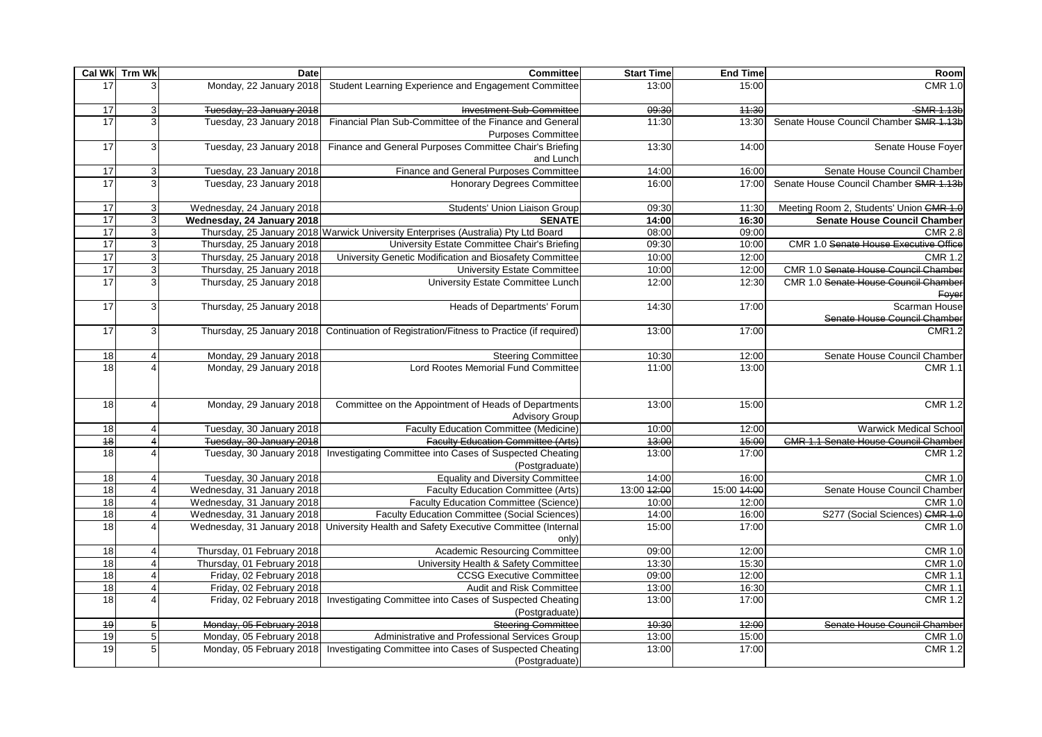| Cal Wk | Trm Wk | Date | Committee | Start Time | End Time | Room |
|---|---|---|---|---|---|---|
| 17 | 3 | Monday, 22 January 2018 | Student Learning Experience and Engagement Committee | 13:00 | 15:00 | CMR 1.0 |
| ~~17~~ | ~~3~~ | ~~Tuesday, 23 January 2018~~ | ~~Investment Sub-Committee~~ | ~~09:30~~ | ~~11:30~~ | ~~SMR 1.13b~~ |
| 17 | 3 | Tuesday, 23 January 2018 | Financial Plan Sub-Committee of the Finance and General Purposes Committee | 11:30 | 13:30 | Senate House Council Chamber ~~SMR 1.13b~~ |
| 17 | 3 | Tuesday, 23 January 2018 | Finance and General Purposes Committee Chair's Briefing and Lunch | 13:30 | 14:00 | Senate House Foyer |
| 17 | 3 | Tuesday, 23 January 2018 | Finance and General Purposes Committee | 14:00 | 16:00 | Senate House Council Chamber |
| 17 | 3 | Tuesday, 23 January 2018 | Honorary Degrees Committee | 16:00 | 17:00 | Senate House Council Chamber ~~SMR 1.13b~~ |
| 17 | 3 | Wednesday, 24 January 2018 | Students' Union Liaison Group | 09:30 | 11:30 | Meeting Room 2, Students' Union ~~CMR 1.0~~ |
| **17** | **3** | **Wednesday, 24 January 2018** | **SENATE** | **14:00** | **16:30** | **Senate House Council Chamber** |
| 17 | 3 | Thursday, 25 January 2018 | Warwick University Enterprises (Australia) Pty Ltd Board | 08:00 | 09:00 | CMR 2.8 |
| 17 | 3 | Thursday, 25 January 2018 | University Estate Committee Chair's Briefing | 09:30 | 10:00 | CMR 1.0 ~~Senate House Executive Office~~ |
| 17 | 3 | Thursday, 25 January 2018 | University Genetic Modification and Biosafety Committee | 10:00 | 12:00 | CMR 1.2 |
| 17 | 3 | Thursday, 25 January 2018 | University Estate Committee | 10:00 | 12:00 | CMR 1.0 ~~Senate House Council Chamber~~ |
| 17 | 3 | Thursday, 25 January 2018 | University Estate Committee Lunch | 12:00 | 12:30 | CMR 1.0 ~~Senate House Council Chamber Foyer~~ |
| 17 | 3 | Thursday, 25 January 2018 | Heads of Departments' Forum | 14:30 | 17:00 | Scarman House ~~Senate House Council Chamber~~ |
| 17 | 3 | Thursday, 25 January 2018 | Continuation of Registration/Fitness to Practice (if required) | 13:00 | 17:00 | CMR1.2 |
| 18 | 4 | Monday, 29 January 2018 | Steering Committee | 10:30 | 12:00 | Senate House Council Chamber |
| 18 | 4 | Monday, 29 January 2018 | Lord Rootes Memorial Fund Committee | 11:00 | 13:00 | CMR 1.1 |
| 18 | 4 | Monday, 29 January 2018 | Committee on the Appointment of Heads of Departments Advisory Group | 13:00 | 15:00 | CMR 1.2 |
| 18 | 4 | Tuesday, 30 January 2018 | Faculty Education Committee (Medicine) | 10:00 | 12:00 | Warwick Medical School |
| ~~18~~ | ~~4~~ | ~~Tuesday, 30 January 2018~~ | ~~Faculty Education Committee (Arts)~~ | ~~13:00~~ | ~~15:00~~ | ~~CMR 1.1 Senate House Council Chamber~~ |
| 18 | 4 | Tuesday, 30 January 2018 | Investigating Committee into Cases of Suspected Cheating (Postgraduate) | 13:00 | 17:00 | CMR 1.2 |
| 18 | 4 | Tuesday, 30 January 2018 | Equality and Diversity Committee | 14:00 | 16:00 | CMR 1.0 |
| 18 | 4 | Wednesday, 31 January 2018 | Faculty Education Committee (Arts) | 13:00 ~~12:00~~ | 15:00 ~~14:00~~ | Senate House Council Chamber |
| 18 | 4 | Wednesday, 31 January 2018 | Faculty Education Committee (Science) | 10:00 | 12:00 | CMR 1.0 |
| 18 | 4 | Wednesday, 31 January 2018 | Faculty Education Committee (Social Sciences) | 14:00 | 16:00 | S277 (Social Sciences) ~~CMR 1.0~~ |
| 18 | 4 | Wednesday, 31 January 2018 | University Health and Safety Executive Committee (Internal only) | 15:00 | 17:00 | CMR 1.0 |
| 18 | 4 | Thursday, 01 February 2018 | Academic Resourcing Committee | 09:00 | 12:00 | CMR 1.0 |
| 18 | 4 | Thursday, 01 February 2018 | University Health & Safety Committee | 13:30 | 15:30 | CMR 1.0 |
| 18 | 4 | Friday, 02 February 2018 | CCSG Executive Committee | 09:00 | 12:00 | CMR 1.1 |
| 18 | 4 | Friday, 02 February 2018 | Audit and Risk Committee | 13:00 | 16:30 | CMR 1.1 |
| 18 | 4 | Friday, 02 February 2018 | Investigating Committee into Cases of Suspected Cheating (Postgraduate) | 13:00 | 17:00 | CMR 1.2 |
| ~~19~~ | ~~5~~ | ~~Monday, 05 February 2018~~ | ~~Steering Committee~~ | ~~10:30~~ | ~~12:00~~ | ~~Senate House Council Chamber~~ |
| 19 | 5 | Monday, 05 February 2018 | Administrative and Professional Services Group | 13:00 | 15:00 | CMR 1.0 |
| 19 | 5 | Monday, 05 February 2018 | Investigating Committee into Cases of Suspected Cheating (Postgraduate) | 13:00 | 17:00 | CMR 1.2 |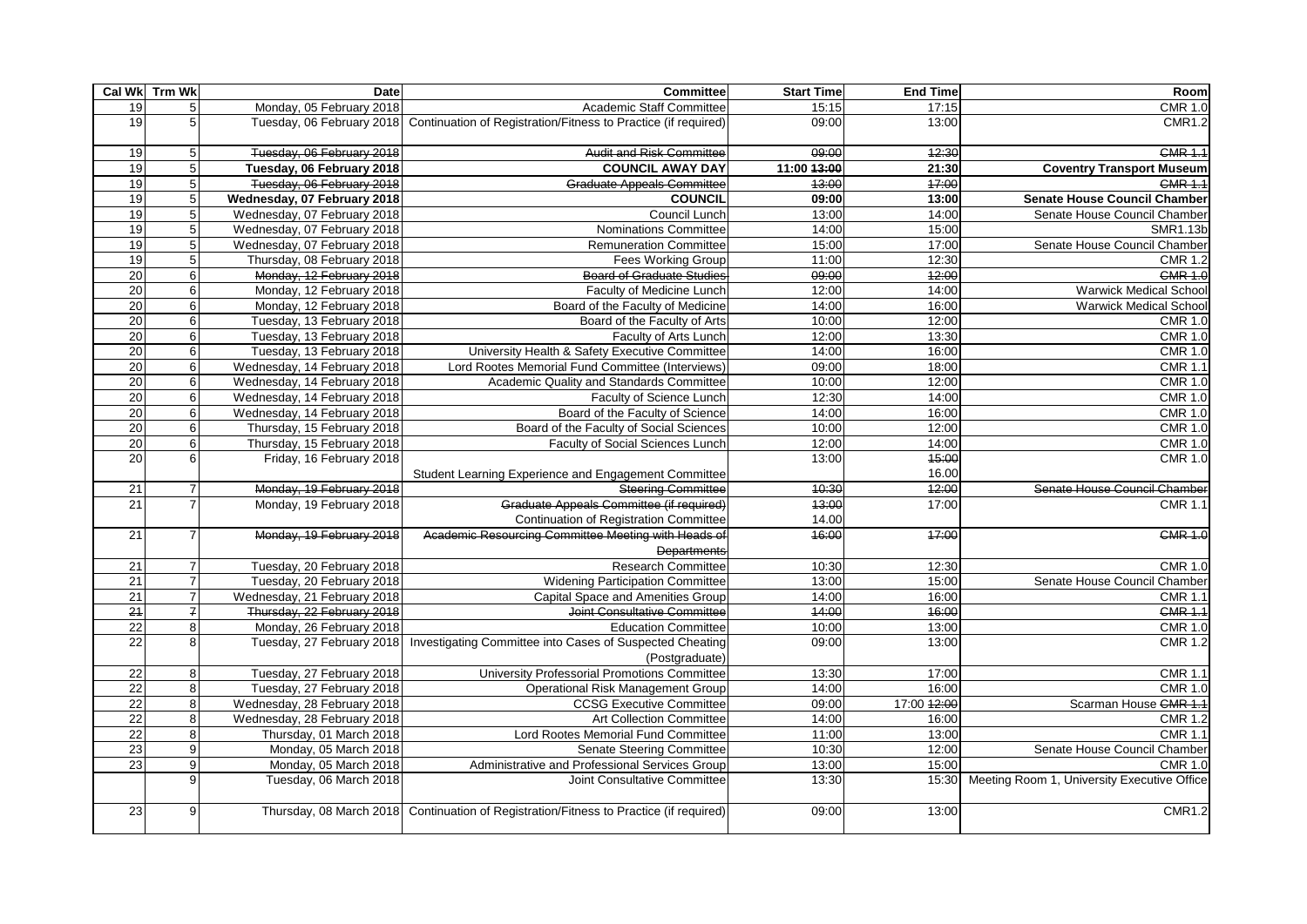| Cal Wk | Trm Wk | Date | Committee | Start Time | End Time | Room |
|---|---|---|---|---|---|---|
| 19 | 5 | Monday, 05 February 2018 | Academic Staff Committee | 15:15 | 17:15 | CMR 1.0 |
| 19 | 5 | Tuesday, 06 February 2018 | Continuation of Registration/Fitness to Practice (if required) | 09:00 | 13:00 | CMR1.2 |
| 19 | 5 | ~~Tuesday, 06 February 2018~~ | ~~Audit and Risk Committee~~ | ~~09:00~~ | ~~12:30~~ | ~~CMR 1.1~~ |
| 19 | 5 | **Tuesday, 06 February 2018** | **COUNCIL AWAY DAY** | **11:00 ~~13:00~~** | **21:30** | **Coventry Transport Museum** |
| 19 | 5 | ~~Tuesday, 06 February 2018~~ | ~~Graduate Appeals Committee~~ | ~~13:00~~ | ~~17:00~~ | ~~CMR 1.1~~ |
| 19 | 5 | **Wednesday, 07 February 2018** | **COUNCIL** | **09:00** | **13:00** | **Senate House Council Chamber** |
| 19 | 5 | Wednesday, 07 February 2018 | Council Lunch | 13:00 | 14:00 | Senate House Council Chamber |
| 19 | 5 | Wednesday, 07 February 2018 | Nominations Committee | 14:00 | 15:00 | SMR1.13b |
| 19 | 5 | Wednesday, 07 February 2018 | Remuneration Committee | 15:00 | 17:00 | Senate House Council Chamber |
| 19 | 5 | Thursday, 08 February 2018 | Fees Working Group | 11:00 | 12:30 | CMR 1.2 |
| 20 | 6 | ~~Monday, 12 February 2018~~ | ~~Board of Graduate Studies~~ | ~~09:00~~ | ~~12:00~~ | ~~CMR 1.0~~ |
| 20 | 6 | Monday, 12 February 2018 | Faculty of Medicine Lunch | 12:00 | 14:00 | Warwick Medical School |
| 20 | 6 | Monday, 12 February 2018 | Board of the Faculty of Medicine | 14:00 | 16:00 | Warwick Medical School |
| 20 | 6 | Tuesday, 13 February 2018 | Board of the Faculty of Arts | 10:00 | 12:00 | CMR 1.0 |
| 20 | 6 | Tuesday, 13 February 2018 | Faculty of Arts Lunch | 12:00 | 13:30 | CMR 1.0 |
| 20 | 6 | Tuesday, 13 February 2018 | University Health & Safety Executive Committee | 14:00 | 16:00 | CMR 1.0 |
| 20 | 6 | Wednesday, 14 February 2018 | Lord Rootes Memorial Fund Committee (Interviews) | 09:00 | 18:00 | CMR 1.1 |
| 20 | 6 | Wednesday, 14 February 2018 | Academic Quality and Standards Committee | 10:00 | 12:00 | CMR 1.0 |
| 20 | 6 | Wednesday, 14 February 2018 | Faculty of Science Lunch | 12:30 | 14:00 | CMR 1.0 |
| 20 | 6 | Wednesday, 14 February 2018 | Board of the Faculty of Science | 14:00 | 16:00 | CMR 1.0 |
| 20 | 6 | Thursday, 15 February 2018 | Board of the Faculty of Social Sciences | 10:00 | 12:00 | CMR 1.0 |
| 20 | 6 | Thursday, 15 February 2018 | Faculty of Social Sciences Lunch | 12:00 | 14:00 | CMR 1.0 |
| 20 | 6 | Friday, 16 February 2018 | Student Learning Experience and Engagement Committee | 13:00 | ~~15:00~~ 16.00 | CMR 1.0 |
| 21 | 7 | ~~Monday, 19 February 2018~~ | ~~Steering Committee~~ | ~~10:30~~ | ~~12:00~~ | ~~Senate House Council Chamber~~ |
| 21 | 7 | Monday, 19 February 2018 | ~~Graduate Appeals Committee (if required)~~ Continuation of Registration Committee | ~~13:00~~ 14.00 | 17:00 | CMR 1.1 |
| 21 | 7 | ~~Monday, 19 February 2018~~ | ~~Academic Resourcing Committee Meeting with Heads of Departments~~ | ~~16:00~~ | ~~17:00~~ | ~~CMR 1.0~~ |
| 21 | 7 | Tuesday, 20 February 2018 | Research Committee | 10:30 | 12:30 | CMR 1.0 |
| 21 | 7 | Tuesday, 20 February 2018 | Widening Participation Committee | 13:00 | 15:00 | Senate House Council Chamber |
| 21 | 7 | Wednesday, 21 February 2018 | Capital Space and Amenities Group | 14:00 | 16:00 | CMR 1.1 |
| ~~21~~ | ~~7~~ | ~~Thursday, 22 February 2018~~ | ~~Joint Consultative Committee~~ | ~~14:00~~ | ~~16:00~~ | ~~CMR 1.1~~ |
| 22 | 8 | Monday, 26 February 2018 | Education Committee | 10:00 | 13:00 | CMR 1.0 |
| 22 | 8 | Tuesday, 27 February 2018 | Investigating Committee into Cases of Suspected Cheating (Postgraduate) | 09:00 | 13:00 | CMR 1.2 |
| 22 | 8 | Tuesday, 27 February 2018 | University Professorial Promotions Committee | 13:30 | 17:00 | CMR 1.1 |
| 22 | 8 | Tuesday, 27 February 2018 | Operational Risk Management Group | 14:00 | 16:00 | CMR 1.0 |
| 22 | 8 | Wednesday, 28 February 2018 | CCSG Executive Committee | 09:00 | 17:00 ~~12:00~~ | Scarman House ~~CMR 1.1~~ |
| 22 | 8 | Wednesday, 28 February 2018 | Art Collection Committee | 14:00 | 16:00 | CMR 1.2 |
| 22 | 8 | Thursday, 01 March 2018 | Lord Rootes Memorial Fund Committee | 11:00 | 13:00 | CMR 1.1 |
| 23 | 9 | Monday, 05 March 2018 | Senate Steering Committee | 10:30 | 12:00 | Senate House Council Chamber |
| 23 | 9 | Monday, 05 March 2018 | Administrative and Professional Services Group | 13:00 | 15:00 | CMR 1.0 |
| | 9 | Tuesday, 06 March 2018 | Joint Consultative Committee | 13:30 | 15:30 | Meeting Room 1, University Executive Office |
| 23 | 9 | Thursday, 08 March 2018 | Continuation of Registration/Fitness to Practice (if required) | 09:00 | 13:00 | CMR1.2 |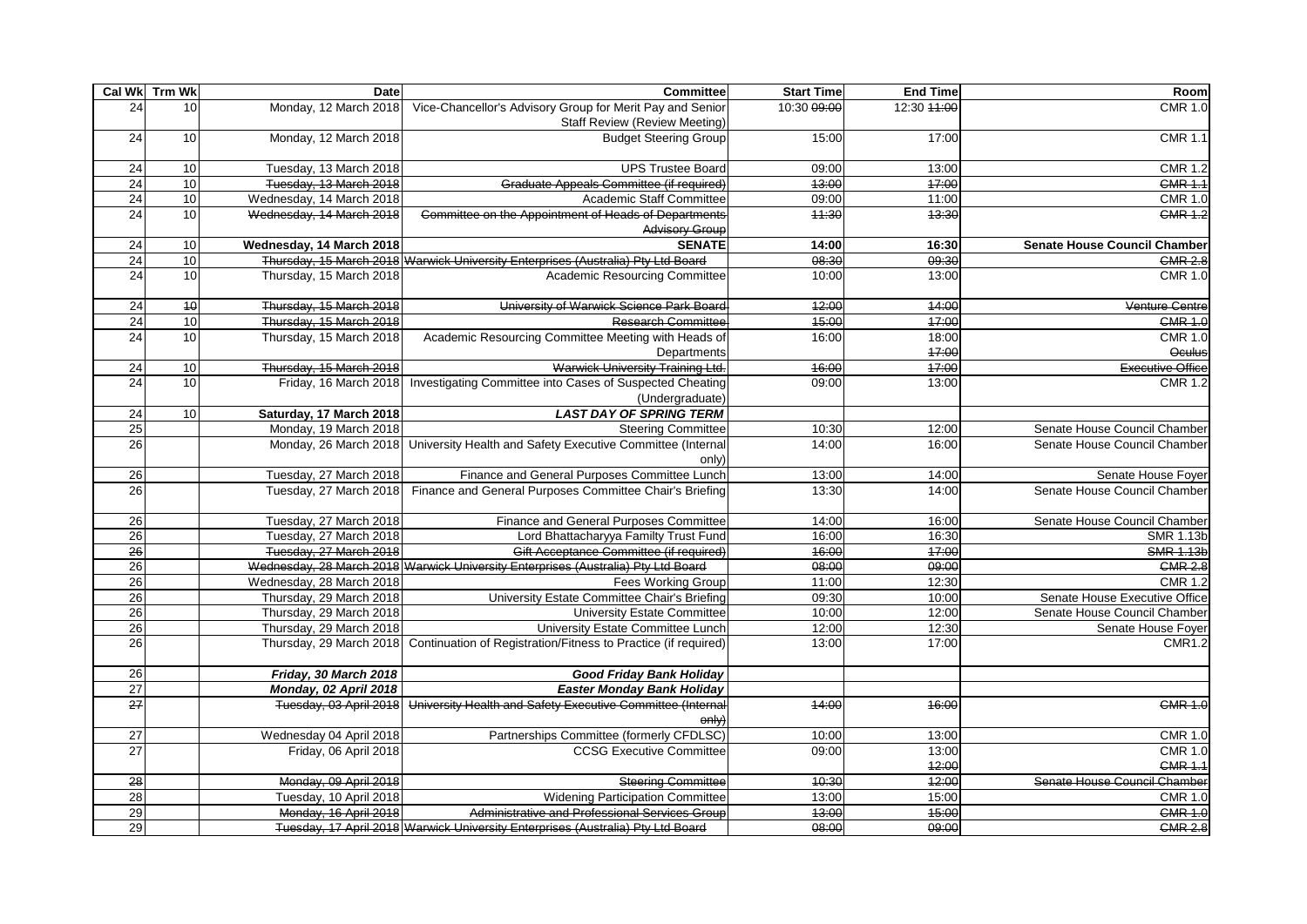| Cal Wk | Trm Wk | Date | Committee | Start Time | End Time | Room |
|---|---|---|---|---|---|---|
| 24 | 10 | Monday, 12 March 2018 | Vice-Chancellor's Advisory Group for Merit Pay and Senior Staff Review (Review Meeting) | 10:30 ~~09:00~~ | 12:30 ~~11:00~~ | CMR 1.0 |
| 24 | 10 | Monday, 12 March 2018 | Budget Steering Group | 15:00 | 17:00 | CMR 1.1 |
| 24 | 10 | Tuesday, 13 March 2018 | UPS Trustee Board | 09:00 | 13:00 | CMR 1.2 |
| 24 | 10 | ~~Tuesday, 13 March 2018~~ | ~~Graduate Appeals Committee (if required)~~ | ~~13:00~~ | ~~17:00~~ | ~~CMR 1.1~~ |
| 24 | 10 | Wednesday, 14 March 2018 | Academic Staff Committee | 09:00 | 11:00 | CMR 1.0 |
| 24 | 10 | ~~Wednesday, 14 March 2018~~ | ~~Committee on the Appointment of Heads of Departments Advisory Group~~ | ~~11:30~~ | ~~13:30~~ | ~~CMR 1.2~~ |
| 24 | 10 | **Wednesday, 14 March 2018** | **SENATE** | **14:00** | **16:30** | **Senate House Council Chamber** |
| 24 | 10 | ~~Thursday, 15 March 2018~~ | ~~Warwick University Enterprises (Australia) Pty Ltd Board~~ | ~~08:30~~ | ~~09:30~~ | ~~CMR 2.8~~ |
| 24 | 10 | Thursday, 15 March 2018 | Academic Resourcing Committee | 10:00 | 13:00 | CMR 1.0 |
| 24 | ~~10~~ | ~~Thursday, 15 March 2018~~ | ~~University of Warwick Science Park Board~~ | ~~12:00~~ | ~~14:00~~ | ~~Venture Centre~~ |
| 24 | 10 | ~~Thursday, 15 March 2018~~ | ~~Research Committee~~ | ~~15:00~~ | ~~17:00~~ | ~~CMR 1.0~~ |
| 24 | 10 | Thursday, 15 March 2018 | Academic Resourcing Committee Meeting with Heads of Departments | 16:00 | 18:00 ~~17:00~~ | CMR 1.0 ~~Oculus~~ |
| 24 | 10 | ~~Thursday, 15 March 2018~~ | ~~Warwick University Training Ltd.~~ | ~~16:00~~ | ~~17:00~~ | ~~Executive Office~~ |
| 24 | 10 | Friday, 16 March 2018 | Investigating Committee into Cases of Suspected Cheating (Undergraduate) | 09:00 | 13:00 | CMR 1.2 |
| 24 | 10 | **_Saturday, 17 March 2018_** | **_LAST DAY OF SPRING TERM_** | | | |
| 25 | | Monday, 19 March 2018 | Steering Committee | 10:30 | 12:00 | Senate House Council Chamber |
| 26 | | Monday, 26 March 2018 | University Health and Safety Executive Committee (Internal only) | 14:00 | 16:00 | Senate House Council Chamber |
| 26 | | Tuesday, 27 March 2018 | Finance and General Purposes Committee Lunch | 13:00 | 14:00 | Senate House Foyer |
| 26 | | Tuesday, 27 March 2018 | Finance and General Purposes Committee Chair's Briefing | 13:30 | 14:00 | Senate House Council Chamber |
| 26 | | Tuesday, 27 March 2018 | Finance and General Purposes Committee | 14:00 | 16:00 | Senate House Council Chamber |
| 26 | | Tuesday, 27 March 2018 | Lord Bhattacharyya Familty Trust Fund | 16:00 | 16:30 | SMR 1.13b |
| ~~26~~ | | ~~Tuesday, 27 March 2018~~ | ~~Gift Acceptance Committee (if required)~~ | ~~16:00~~ | ~~17:00~~ | ~~SMR 1.13b~~ |
| 26 | | ~~Wednesday, 28 March 2018~~ | ~~Warwick University Enterprises (Australia) Pty Ltd Board~~ | ~~08:00~~ | ~~09:00~~ | ~~CMR 2.8~~ |
| 26 | | Wednesday, 28 March 2018 | Fees Working Group | 11:00 | 12:30 | CMR 1.2 |
| 26 | | Thursday, 29 March 2018 | University Estate Committee Chair's Briefing | 09:30 | 10:00 | Senate House Executive Office |
| 26 | | Thursday, 29 March 2018 | University Estate Committee | 10:00 | 12:00 | Senate House Council Chamber |
| 26 | | Thursday, 29 March 2018 | University Estate Committee Lunch | 12:00 | 12:30 | Senate House Foyer |
| 26 | | Thursday, 29 March 2018 | Continuation of Registration/Fitness to Practice (if required) | 13:00 | 17:00 | CMR1.2 |
| 26 | | **_Friday, 30 March 2018_** | **_Good Friday Bank Holiday_** | | | |
| 27 | | **_Monday, 02 April 2018_** | **_Easter Monday Bank Holiday_** | | | |
| ~~27~~ | | ~~Tuesday, 03 April 2018~~ | ~~University Health and Safety Executive Committee (Internal only)~~ | ~~14:00~~ | ~~16:00~~ | ~~CMR 1.0~~ |
| 27 | | Wednesday 04 April 2018 | Partnerships Committee (formerly CFDLSC) | 10:00 | 13:00 | CMR 1.0 |
| 27 | | Friday, 06 April 2018 | CCSG Executive Committee | 09:00 | 13:00 ~~12:00~~ | CMR 1.0 ~~CMR 1.1~~ |
| ~~28~~ | | ~~Monday, 09 April 2018~~ | ~~Steering Committee~~ | ~~10:30~~ | ~~12:00~~ | ~~Senate House Council Chamber~~ |
| 28 | | Tuesday, 10 April 2018 | Widening Participation Committee | 13:00 | 15:00 | CMR 1.0 |
| 29 | | ~~Monday, 16 April 2018~~ | ~~Administrative and Professional Services Group~~ | ~~13:00~~ | ~~15:00~~ | ~~CMR 1.0~~ |
| 29 | | ~~Tuesday, 17 April 2018~~ | ~~Warwick University Enterprises (Australia) Pty Ltd Board~~ | ~~08:00~~ | ~~09:00~~ | ~~CMR 2.8~~ |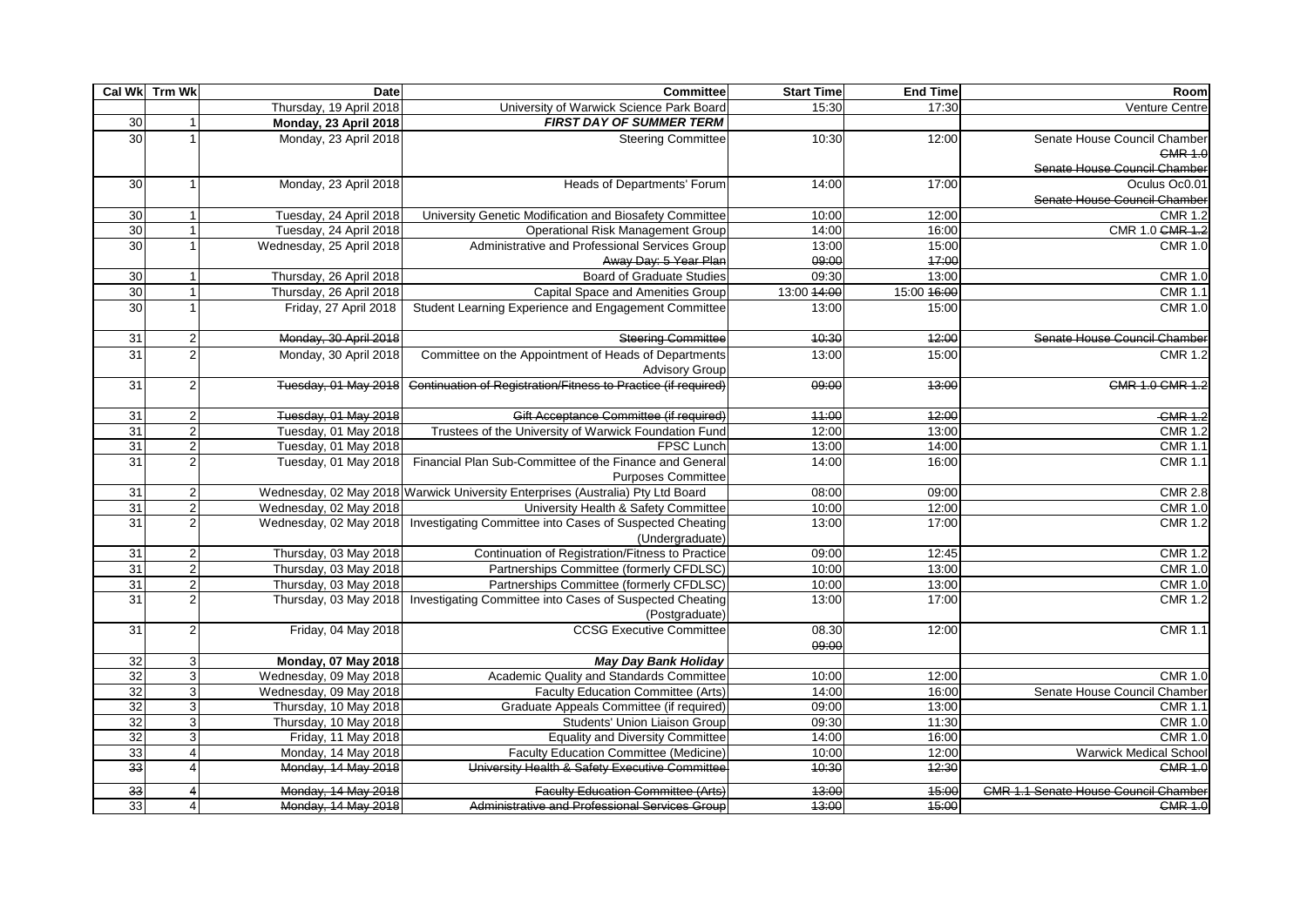| Cal Wk | Trm Wk | Date | Committee | Start Time | End Time | Room |
|---|---|---|---|---|---|---|
| | | Thursday, 19 April 2018 | University of Warwick Science Park Board | 15:30 | 17:30 | Venture Centre |
| 30 | 1 | **Monday, 23 April 2018** | ***FIRST DAY OF SUMMER TERM*** | | | |
| 30 | 1 | Monday, 23 April 2018 | Steering Committee | 10:30 | 12:00 | Senate House Council Chamber ~~CMR 1.0~~ ~~Senate House Council Chamber~~ |
| 30 | 1 | Monday, 23 April 2018 | Heads of Departments' Forum | 14:00 | 17:00 | Oculus Oc0.01 ~~Senate House Council Chamber~~ |
| 30 | 1 | Tuesday, 24 April 2018 | University Genetic Modification and Biosafety Committee | 10:00 | 12:00 | CMR 1.2 |
| 30 | 1 | Tuesday, 24 April 2018 | Operational Risk Management Group | 14:00 | 16:00 | CMR 1.0 ~~CMR 1.2~~ |
| 30 | 1 | Wednesday, 25 April 2018 | Administrative and Professional Services Group ~~Away Day: 5 Year Plan~~ | 13:00 ~~09:00~~ | 15:00 ~~17:00~~ | CMR 1.0 |
| 30 | 1 | Thursday, 26 April 2018 | Board of Graduate Studies | 09:30 | 13:00 | CMR 1.0 |
| 30 | 1 | Thursday, 26 April 2018 | Capital Space and Amenities Group | 13:00 ~~14:00~~ | 15:00 ~~16:00~~ | CMR 1.1 |
| 30 | 1 | Friday, 27 April 2018 | Student Learning Experience and Engagement Committee | 13:00 | 15:00 | CMR 1.0 |
| 31 | 2 | ~~Monday, 30 April 2018~~ | ~~Steering Committee~~ | ~~10:30~~ | ~~12:00~~ | ~~Senate House Council Chamber~~ |
| 31 | 2 | Monday, 30 April 2018 | Committee on the Appointment of Heads of Departments Advisory Group | 13:00 | 15:00 | CMR 1.2 |
| 31 | 2 | ~~Tuesday, 01 May 2018~~ | ~~Continuation of Registration/Fitness to Practice (if required)~~ | ~~09:00~~ | ~~13:00~~ | ~~CMR 1.0 CMR 1.2~~ |
| 31 | 2 | ~~Tuesday, 01 May 2018~~ | ~~Gift Acceptance Committee (if required)~~ | ~~11:00~~ | ~~12:00~~ | ~~CMR 1.2~~ |
| 31 | 2 | Tuesday, 01 May 2018 | Trustees of the University of Warwick Foundation Fund | 12:00 | 13:00 | CMR 1.2 |
| 31 | 2 | Tuesday, 01 May 2018 | FPSC Lunch | 13:00 | 14:00 | CMR 1.1 |
| 31 | 2 | Tuesday, 01 May 2018 | Financial Plan Sub-Committee of the Finance and General Purposes Committee | 14:00 | 16:00 | CMR 1.1 |
| 31 | 2 | Wednesday, 02 May 2018 | Warwick University Enterprises (Australia) Pty Ltd Board | 08:00 | 09:00 | CMR 2.8 |
| 31 | 2 | Wednesday, 02 May 2018 | University Health & Safety Committee | 10:00 | 12:00 | CMR 1.0 |
| 31 | 2 | Wednesday, 02 May 2018 | Investigating Committee into Cases of Suspected Cheating (Undergraduate) | 13:00 | 17:00 | CMR 1.2 |
| 31 | 2 | Thursday, 03 May 2018 | Continuation of Registration/Fitness to Practice | 09:00 | 12:45 | CMR 1.2 |
| 31 | 2 | Thursday, 03 May 2018 | Partnerships Committee (formerly CFDLSC) | 10:00 | 13:00 | CMR 1.0 |
| 31 | 2 | Thursday, 03 May 2018 | Partnerships Committee (formerly CFDLSC) | 10:00 | 13:00 | CMR 1.0 |
| 31 | 2 | Thursday, 03 May 2018 | Investigating Committee into Cases of Suspected Cheating (Postgraduate) | 13:00 | 17:00 | CMR 1.2 |
| 31 | 2 | Friday, 04 May 2018 | CCSG Executive Committee | 08.30 ~~09:00~~ | 12:00 | CMR 1.1 |
| 32 | 3 | **Monday, 07 May 2018** | ***May Day Bank Holiday*** | | | |
| 32 | 3 | Wednesday, 09 May 2018 | Academic Quality and Standards Committee | 10:00 | 12:00 | CMR 1.0 |
| 32 | 3 | Wednesday, 09 May 2018 | Faculty Education Committee (Arts) | 14:00 | 16:00 | Senate House Council Chamber |
| 32 | 3 | Thursday, 10 May 2018 | Graduate Appeals Committee (if required) | 09:00 | 13:00 | CMR 1.1 |
| 32 | 3 | Thursday, 10 May 2018 | Students' Union Liaison Group | 09:30 | 11:30 | CMR 1.0 |
| 32 | 3 | Friday, 11 May 2018 | Equality and Diversity Committee | 14:00 | 16:00 | CMR 1.0 |
| 33 | 4 | Monday, 14 May 2018 | Faculty Education Committee (Medicine) | 10:00 | 12:00 | Warwick Medical School |
| ~~33~~ | 4 | ~~Monday, 14 May 2018~~ | ~~University Health & Safety Executive Committee~~ | ~~10:30~~ | ~~12:30~~ | ~~CMR 1.0~~ |
| ~~33~~ | 4 | ~~Monday, 14 May 2018~~ | ~~Faculty Education Committee (Arts)~~ | ~~13:00~~ | ~~15:00~~ | ~~CMR 1.1 Senate House Council Chamber~~ |
| 33 | 4 | ~~Monday, 14 May 2018~~ | ~~Administrative and Professional Services Group~~ | ~~13:00~~ | ~~15:00~~ | ~~CMR 1.0~~ |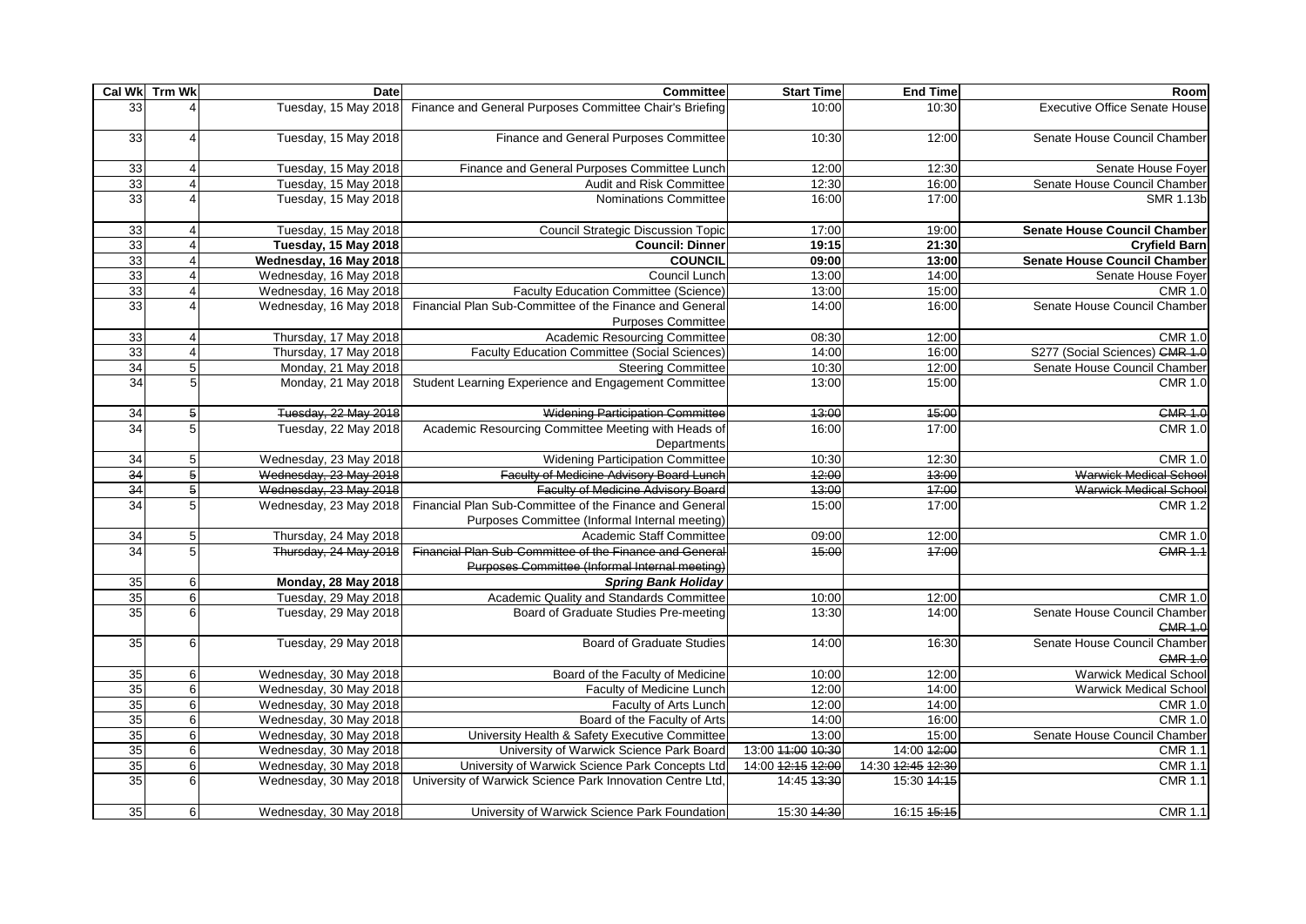| Cal Wk | Trm Wk | Date | Committee | Start Time | End Time | Room |
|---|---|---|---|---|---|---|
| 33 | 4 | Tuesday, 15 May 2018 | Finance and General Purposes Committee Chair's Briefing | 10:00 | 10:30 | Executive Office Senate House |
| 33 | 4 | Tuesday, 15 May 2018 | Finance and General Purposes Committee | 10:30 | 12:00 | Senate House Council Chamber |
| 33 | 4 | Tuesday, 15 May 2018 | Finance and General Purposes Committee Lunch | 12:00 | 12:30 | Senate House Foyer |
| 33 | 4 | Tuesday, 15 May 2018 | Audit and Risk Committee | 12:30 | 16:00 | Senate House Council Chamber |
| 33 | 4 | Tuesday, 15 May 2018 | Nominations Committee | 16:00 | 17:00 | SMR 1.13b |
| 33 | 4 | Tuesday, 15 May 2018 | Council Strategic Discussion Topic | 17:00 | 19:00 | **Senate House Council Chamber** |
| 33 | 4 | **Tuesday, 15 May 2018** | **Council: Dinner** | **19:15** | **21:30** | **Cryfield Barn** |
| 33 | 4 | **Wednesday, 16 May 2018** | **COUNCIL** | **09:00** | **13:00** | **Senate House Council Chamber** |
| 33 | 4 | Wednesday, 16 May 2018 | Council Lunch | 13:00 | 14:00 | Senate House Foyer |
| 33 | 4 | Wednesday, 16 May 2018 | Faculty Education Committee (Science) | 13:00 | 15:00 | CMR 1.0 |
| 33 | 4 | Wednesday, 16 May 2018 | Financial Plan Sub-Committee of the Finance and General Purposes Committee | 14:00 | 16:00 | Senate House Council Chamber |
| 33 | 4 | Thursday, 17 May 2018 | Academic Resourcing Committee | 08:30 | 12:00 | CMR 1.0 |
| 33 | 4 | Thursday, 17 May 2018 | Faculty Education Committee (Social Sciences) | 14:00 | 16:00 | S277 (Social Sciences) ~~CMR 1.0~~ |
| 34 | 5 | Monday, 21 May 2018 | Steering Committee | 10:30 | 12:00 | Senate House Council Chamber |
| 34 | 5 | Monday, 21 May 2018 | Student Learning Experience and Engagement Committee | 13:00 | 15:00 | CMR 1.0 |
| ~~34~~ | ~~5~~ | ~~Tuesday, 22 May 2018~~ | ~~Widening Participation Committee~~ | ~~13:00~~ | ~~15:00~~ | ~~CMR 1.0~~ |
| 34 | 5 | Tuesday, 22 May 2018 | Academic Resourcing Committee Meeting with Heads of Departments | 16:00 | 17:00 | CMR 1.0 |
| 34 | 5 | Wednesday, 23 May 2018 | Widening Participation Committee | 10:30 | 12:30 | CMR 1.0 |
| ~~34~~ | ~~5~~ | ~~Wednesday, 23 May 2018~~ | ~~Faculty of Medicine Advisory Board Lunch~~ | ~~12:00~~ | ~~13:00~~ | ~~Warwick Medical School~~ |
| ~~34~~ | ~~5~~ | ~~Wednesday, 23 May 2018~~ | ~~Faculty of Medicine Advisory Board~~ | ~~13:00~~ | ~~17:00~~ | ~~Warwick Medical School~~ |
| 34 | 5 | Wednesday, 23 May 2018 | Financial Plan Sub-Committee of the Finance and General Purposes Committee (Informal Internal meeting) | 15:00 | 17:00 | CMR 1.2 |
| 34 | 5 | Thursday, 24 May 2018 | Academic Staff Committee | 09:00 | 12:00 | CMR 1.0 |
| 34 | 5 | ~~Thursday, 24 May 2018~~ | ~~Financial Plan Sub-Committee of the Finance and General Purposes Committee (Informal Internal meeting)~~ | ~~15:00~~ | ~~17:00~~ | ~~CMR 1.1~~ |
| 35 | 6 | ***Monday, 28 May 2018*** | ***Spring Bank Holiday*** | | | |
| 35 | 6 | Tuesday, 29 May 2018 | Academic Quality and Standards Committee | 10:00 | 12:00 | CMR 1.0 |
| 35 | 6 | Tuesday, 29 May 2018 | Board of Graduate Studies Pre-meeting | 13:30 | 14:00 | Senate House Council Chamber ~~CMR 1.0~~ |
| 35 | 6 | Tuesday, 29 May 2018 | Board of Graduate Studies | 14:00 | 16:30 | Senate House Council Chamber ~~CMR 1.0~~ |
| 35 | 6 | Wednesday, 30 May 2018 | Board of the Faculty of Medicine | 10:00 | 12:00 | Warwick Medical School |
| 35 | 6 | Wednesday, 30 May 2018 | Faculty of Medicine Lunch | 12:00 | 14:00 | Warwick Medical School |
| 35 | 6 | Wednesday, 30 May 2018 | Faculty of Arts Lunch | 12:00 | 14:00 | CMR 1.0 |
| 35 | 6 | Wednesday, 30 May 2018 | Board of the Faculty of Arts | 14:00 | 16:00 | CMR 1.0 |
| 35 | 6 | Wednesday, 30 May 2018 | University Health & Safety Executive Committee | 13:00 | 15:00 | Senate House Council Chamber |
| 35 | 6 | Wednesday, 30 May 2018 | University of Warwick Science Park Board | 13:00 ~~11:00~~ ~~10:30~~ | 14:00 ~~12:00~~ | CMR 1.1 |
| 35 | 6 | Wednesday, 30 May 2018 | University of Warwick Science Park Concepts Ltd | 14:00 ~~12:15~~ ~~12:00~~ | 14:30 ~~12:45~~ ~~12:30~~ | CMR 1.1 |
| 35 | 6 | Wednesday, 30 May 2018 | University of Warwick Science Park Innovation Centre Ltd, | 14:45 ~~13:30~~ | 15:30 ~~14:15~~ | CMR 1.1 |
| 35 | 6 | Wednesday, 30 May 2018 | University of Warwick Science Park Foundation | 15:30 ~~14:30~~ | 16:15 ~~15:15~~ | CMR 1.1 |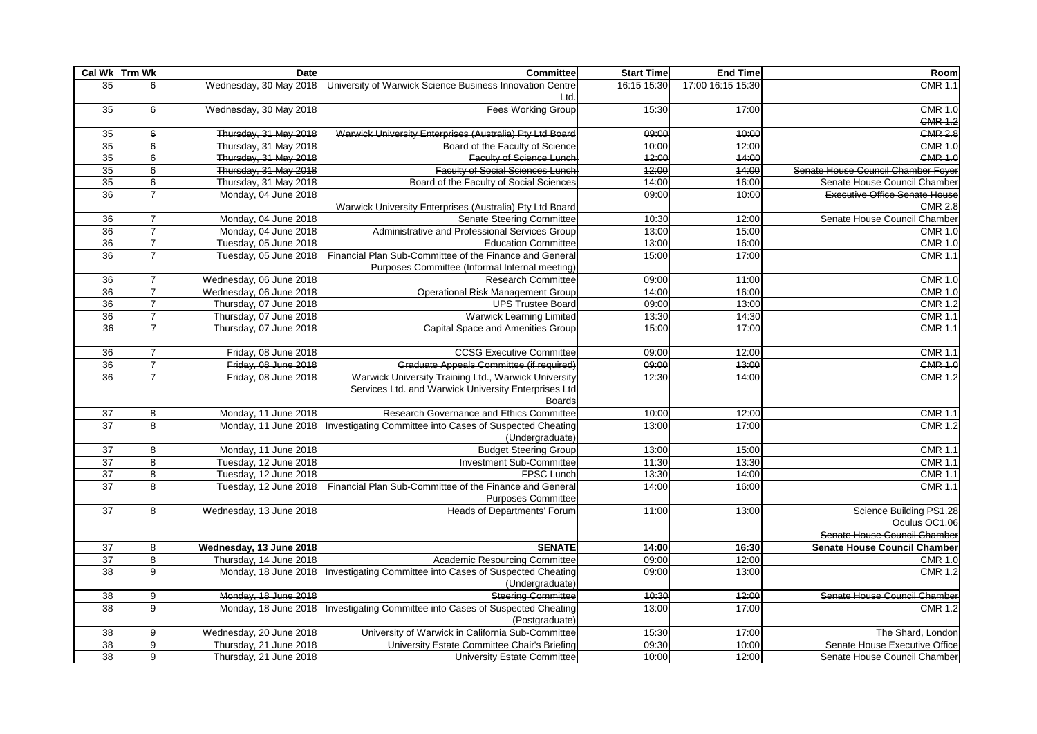| Cal Wk | Trm Wk | Date | Committee | Start Time | End Time | Room |
|---|---|---|---|---|---|---|
| 35 | 6 | Wednesday, 30 May 2018 | University of Warwick Science Business Innovation Centre Ltd. | 16:15 ~~15:30~~ | 17:00 ~~16:15~~ ~~15:30~~ | CMR 1.1 |
| 35 | 6 | Wednesday, 30 May 2018 | Fees Working Group | 15:30 | 17:00 | CMR 1.0 ~~CMR 1.2~~ |
| ~~35~~ | ~~6~~ | ~~Thursday, 31 May 2018~~ | ~~Warwick University Enterprises (Australia) Pty Ltd Board~~ | ~~09:00~~ | ~~10:00~~ | ~~CMR 2.8~~ |
| 35 | 6 | Thursday, 31 May 2018 | Board of the Faculty of Science | 10:00 | 12:00 | CMR 1.0 |
| ~~35~~ | ~~6~~ | ~~Thursday, 31 May 2018~~ | ~~Faculty of Science Lunch~~ | ~~12:00~~ | ~~14:00~~ | ~~CMR 1.0~~ |
| ~~35~~ | ~~6~~ | ~~Thursday, 31 May 2018~~ | ~~Faculty of Social Sciences Lunch~~ | ~~12:00~~ | ~~14:00~~ | ~~Senate House Council Chamber Foyer~~ |
| 35 | 6 | Thursday, 31 May 2018 | Board of the Faculty of Social Sciences | 14:00 | 16:00 | Senate House Council Chamber |
| 36 | 7 | Monday, 04 June 2018 | Warwick University Enterprises (Australia) Pty Ltd Board | 09:00 | 10:00 | ~~Executive Office Senate House~~ CMR 2.8 |
| 36 | 7 | Monday, 04 June 2018 | Senate Steering Committee | 10:30 | 12:00 | Senate House Council Chamber |
| 36 | 7 | Monday, 04 June 2018 | Administrative and Professional Services Group | 13:00 | 15:00 | CMR 1.0 |
| 36 | 7 | Tuesday, 05 June 2018 | Education Committee | 13:00 | 16:00 | CMR 1.0 |
| 36 | 7 | Tuesday, 05 June 2018 | Financial Plan Sub-Committee of the Finance and General Purposes Committee (Informal Internal meeting) | 15:00 | 17:00 | CMR 1.1 |
| 36 | 7 | Wednesday, 06 June 2018 | Research Committee | 09:00 | 11:00 | CMR 1.0 |
| 36 | 7 | Wednesday, 06 June 2018 | Operational Risk Management Group | 14:00 | 16:00 | CMR 1.0 |
| 36 | 7 | Thursday, 07 June 2018 | UPS Trustee Board | 09:00 | 13:00 | CMR 1.2 |
| 36 | 7 | Thursday, 07 June 2018 | Warwick Learning Limited | 13:30 | 14:30 | CMR 1.1 |
| 36 | 7 | Thursday, 07 June 2018 | Capital Space and Amenities Group | 15:00 | 17:00 | CMR 1.1 |
| 36 | 7 | Friday, 08 June 2018 | CCSG Executive Committee | 09:00 | 12:00 | CMR 1.1 |
| ~~36~~ | ~~7~~ | ~~Friday, 08 June 2018~~ | ~~Graduate Appeals Committee (if required)~~ | ~~09:00~~ | ~~13:00~~ | ~~CMR 1.0~~ |
| 36 | 7 | Friday, 08 June 2018 | Warwick University Training Ltd., Warwick University Services Ltd. and Warwick University Enterprises Ltd Boards | 12:30 | 14:00 | CMR 1.2 |
| 37 | 8 | Monday, 11 June 2018 | Research Governance and Ethics Committee | 10:00 | 12:00 | CMR 1.1 |
| 37 | 8 | Monday, 11 June 2018 | Investigating Committee into Cases of Suspected Cheating (Undergraduate) | 13:00 | 17:00 | CMR 1.2 |
| 37 | 8 | Monday, 11 June 2018 | Budget Steering Group | 13:00 | 15:00 | CMR 1.1 |
| 37 | 8 | Tuesday, 12 June 2018 | Investment Sub-Committee | 11:30 | 13:30 | CMR 1.1 |
| 37 | 8 | Tuesday, 12 June 2018 | FPSC Lunch | 13:30 | 14:00 | CMR 1.1 |
| 37 | 8 | Tuesday, 12 June 2018 | Financial Plan Sub-Committee of the Finance and General Purposes Committee | 14:00 | 16:00 | CMR 1.1 |
| 37 | 8 | Wednesday, 13 June 2018 | Heads of Departments' Forum | 11:00 | 13:00 | Science Building PS1.28 ~~Oculus OC1.06~~ ~~Senate House Council Chamber~~ |
| 37 | 8 | **Wednesday, 13 June 2018** | **SENATE** | **14:00** | **16:30** | **Senate House Council Chamber** |
| 37 | 8 | Thursday, 14 June 2018 | Academic Resourcing Committee | 09:00 | 12:00 | CMR 1.0 |
| 38 | 9 | Monday, 18 June 2018 | Investigating Committee into Cases of Suspected Cheating (Undergraduate) | 09:00 | 13:00 | CMR 1.2 |
| ~~38~~ | ~~9~~ | ~~Monday, 18 June 2018~~ | ~~Steering Committee~~ | ~~10:30~~ | ~~12:00~~ | ~~Senate House Council Chamber~~ |
| 38 | 9 | Monday, 18 June 2018 | Investigating Committee into Cases of Suspected Cheating (Postgraduate) | 13:00 | 17:00 | CMR 1.2 |
| ~~38~~ | ~~9~~ | ~~Wednesday, 20 June 2018~~ | ~~University of Warwick in California Sub-Committee~~ | ~~15:30~~ | ~~17:00~~ | ~~The Shard, London~~ |
| 38 | 9 | Thursday, 21 June 2018 | University Estate Committee Chair's Briefing | 09:30 | 10:00 | Senate House Executive Office |
| 38 | 9 | Thursday, 21 June 2018 | University Estate Committee | 10:00 | 12:00 | Senate House Council Chamber |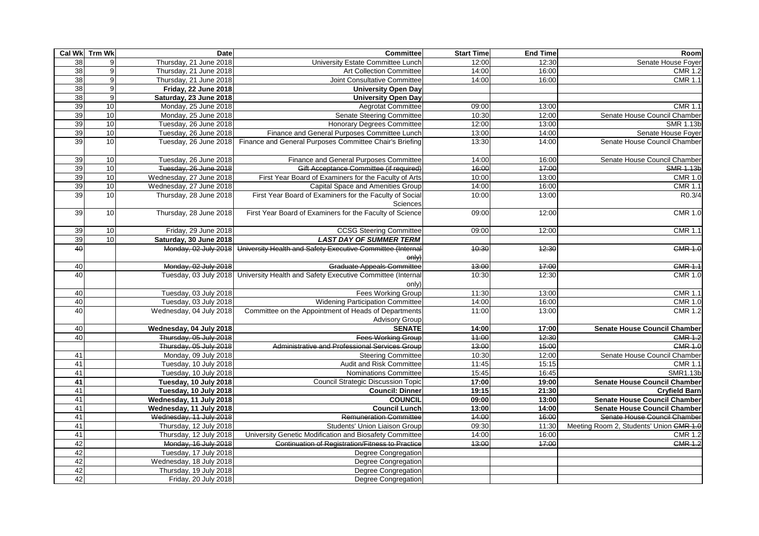| Cal Wk | Trm Wk | Date | Committee | Start Time | End Time | Room |
|---|---|---|---|---|---|---|
| 38 | 9 | Thursday, 21 June 2018 | University Estate Committee Lunch | 12:00 | 12:30 | Senate House Foyer |
| 38 | 9 | Thursday, 21 June 2018 | Art Collection Committee | 14:00 | 16:00 | CMR 1.2 |
| 38 | 9 | Thursday, 21 June 2018 | Joint Consultative Committee | 14:00 | 16:00 | CMR 1.1 |
| 38 | 9 | **Friday, 22 June 2018** | **University Open Day** | | | |
| 38 | 9 | **Saturday, 23 June 2018** | **University Open Day** | | | |
| 39 | 10 | Monday, 25 June 2018 | Aegrotat Committee | 09:00 | 13:00 | CMR 1.1 |
| 39 | 10 | Monday, 25 June 2018 | Senate Steering Committee | 10:30 | 12:00 | Senate House Council Chamber |
| 39 | 10 | Tuesday, 26 June 2018 | Honorary Degrees Committee | 12:00 | 13:00 | SMR 1.13b |
| 39 | 10 | Tuesday, 26 June 2018 | Finance and General Purposes Committee Lunch | 13:00 | 14:00 | Senate House Foyer |
| 39 | 10 | Tuesday, 26 June 2018 | Finance and General Purposes Committee Chair's Briefing | 13:30 | 14:00 | Senate House Council Chamber |
| 39 | 10 | Tuesday, 26 June 2018 | Finance and General Purposes Committee | 14:00 | 16:00 | Senate House Council Chamber |
| 39 | 10 | ~~Tuesday, 26 June 2018~~ | ~~Gift Acceptance Committee (if required)~~ | ~~16:00~~ | ~~17:00~~ | ~~SMR 1.13b~~ |
| 39 | 10 | Wednesday, 27 June 2018 | First Year Board of Examiners for the Faculty of Arts | 10:00 | 13:00 | CMR 1.0 |
| 39 | 10 | Wednesday, 27 June 2018 | Capital Space and Amenities Group | 14:00 | 16:00 | CMR 1.1 |
| 39 | 10 | Thursday, 28 June 2018 | First Year Board of Examiners for the Faculty of Social Sciences | 10:00 | 13:00 | R0.3/4 |
| 39 | 10 | Thursday, 28 June 2018 | First Year Board of Examiners for the Faculty of Science | 09:00 | 12:00 | CMR 1.0 |
| 39 | 10 | Friday, 29 June 2018 | CCSG Steering Committee | 09:00 | 12:00 | CMR 1.1 |
| 39 | 10 | **Saturday, 30 June 2018** | ***LAST DAY OF SUMMER TERM*** | | | |
| ~~40~~ | | ~~Monday, 02 July 2018~~ | ~~University Health and Safety Executive Committee (Internal only)~~ | ~~10:30~~ | ~~12:30~~ | ~~CMR 1.0~~ |
| 40 | | ~~Monday, 02 July 2018~~ | ~~Graduate Appeals Committee~~ | ~~13:00~~ | ~~17:00~~ | ~~CMR 1.1~~ |
| 40 | | Tuesday, 03 July 2018 | University Health and Safety Executive Committee (Internal only) | 10:30 | 12:30 | CMR 1.0 |
| 40 | | Tuesday, 03 July 2018 | Fees Working Group | 11:30 | 13:00 | CMR 1.1 |
| 40 | | Tuesday, 03 July 2018 | Widening Participation Committee | 14:00 | 16:00 | CMR 1.0 |
| 40 | | Wednesday, 04 July 2018 | Committee on the Appointment of Heads of Departments Advisory Group | 11:00 | 13:00 | CMR 1.2 |
| 40 | | **Wednesday, 04 July 2018** | **SENATE** | **14:00** | **17:00** | **Senate House Council Chamber** |
| 40 | | ~~Thursday, 05 July 2018~~ | ~~Fees Working Group~~ | ~~11:00~~ | ~~12:30~~ | ~~CMR 1.2~~ |
| | | ~~Thursday, 05 July 2018~~ | ~~Administrative and Professional Services Group~~ | ~~13:00~~ | ~~15:00~~ | ~~CMR 1.0~~ |
| 41 | | Monday, 09 July 2018 | Steering Committee | 10:30 | 12:00 | Senate House Council Chamber |
| 41 | | Tuesday, 10 July 2018 | Audit and Risk Committee | 11:45 | 15:15 | CMR 1.1 |
| 41 | | Tuesday, 10 July 2018 | Nominations Committee | 15:45 | 16:45 | SMR1.13b |
| **41** | | **Tuesday, 10 July 2018** | **Council Strategic Discussion Topic** | **17:00** | **19:00** | **Senate House Council Chamber** |
| 41 | | **Tuesday, 10 July 2018** | **Council: Dinner** | **19:15** | **21:30** | **Cryfield Barn** |
| 41 | | **Wednesday, 11 July 2018** | **COUNCIL** | **09:00** | **13:00** | **Senate House Council Chamber** |
| 41 | | **Wednesday, 11 July 2018** | **Council Lunch** | **13:00** | **14:00** | **Senate House Council Chamber** |
| 41 | | ~~Wednesday, 11 July 2018~~ | ~~Remuneration Committee~~ | ~~14:00~~ | ~~16:00~~ | ~~Senate House Council Chamber~~ |
| 41 | | Thursday, 12 July 2018 | Students' Union Liaison Group | 09:30 | 11:30 | Meeting Room 2, Students' Union ~~CMR 1.0~~ |
| 41 | | Thursday, 12 July 2018 | University Genetic Modification and Biosafety Committee | 14:00 | 16:00 | CMR 1.2 |
| 42 | | ~~Monday, 16 July 2018~~ | ~~Continuation of Registration/Fitness to Practice~~ | ~~13:00~~ | ~~17:00~~ | ~~CMR 1.2~~ |
| 42 | | Tuesday, 17 July 2018 | Degree Congregation | | | |
| 42 | | Wednesday, 18 July 2018 | Degree Congregation | | | |
| 42 | | Thursday, 19 July 2018 | Degree Congregation | | | |
| 42 | | Friday, 20 July 2018 | Degree Congregation | | | |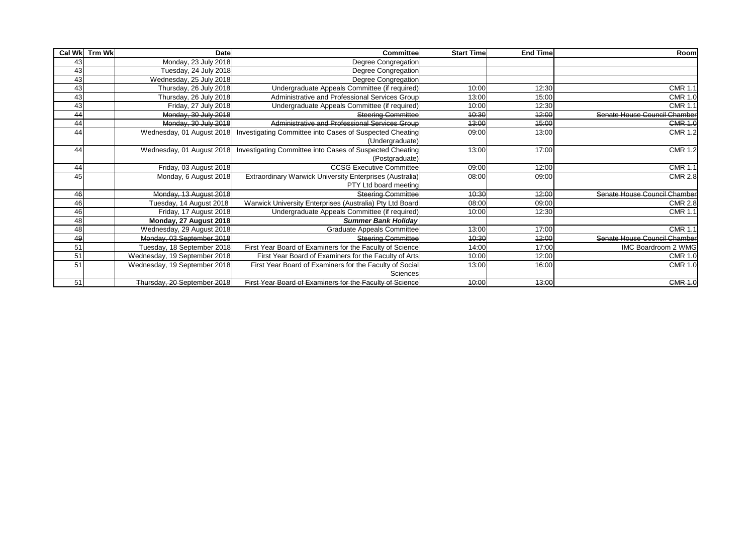| Cal Wk | Trm Wk | Date | Committee | Start Time | End Time | Room |
|---|---|---|---|---|---|---|
| 43 | | Monday, 23 July 2018 | Degree Congregation | | | |
| 43 | | Tuesday, 24 July 2018 | Degree Congregation | | | |
| 43 | | Wednesday, 25 July 2018 | Degree Congregation | | | |
| 43 | | Thursday, 26 July 2018 | Undergraduate Appeals Committee (if required) | 10:00 | 12:30 | CMR 1.1 |
| 43 | | Thursday, 26 July 2018 | Administrative and Professional Services Group | 13:00 | 15:00 | CMR 1.0 |
| 43 | | Friday, 27 July 2018 | Undergraduate Appeals Committee (if required) | 10:00 | 12:30 | CMR 1.1 |
| ~~44~~ | | ~~Monday, 30 July 2018~~ | ~~Steering Committee~~ | ~~10:30~~ | ~~12:00~~ | ~~Senate House Council Chamber~~ |
| ~~44~~ | | ~~Monday, 30 July 2018~~ | ~~Administrative and Professional Services Group~~ | ~~13:00~~ | ~~15:00~~ | ~~CMR 1.0~~ |
| 44 | | Wednesday, 01 August 2018 | Investigating Committee into Cases of Suspected Cheating (Undergraduate) | 09:00 | 13:00 | CMR 1.2 |
| 44 | | Wednesday, 01 August 2018 | Investigating Committee into Cases of Suspected Cheating (Postgraduate) | 13:00 | 17:00 | CMR 1.2 |
| 44 | | Friday, 03 August 2018 | CCSG Executive Committee | 09:00 | 12:00 | CMR 1.1 |
| 45 | | Monday, 6 August 2018 | Extraordinary Warwick University Enterprises (Australia) PTY Ltd board meeting | 08:00 | 09:00 | CMR 2.8 |
| ~~46~~ | | ~~Monday, 13 August 2018~~ | ~~Steering Committee~~ | ~~10:30~~ | ~~12:00~~ | ~~Senate House Council Chamber~~ |
| 46 | | Tuesday, 14 August 2018 | Warwick University Enterprises (Australia) Pty Ltd Board | 08:00 | 09:00 | CMR 2.8 |
| 46 | | Friday, 17 August 2018 | Undergraduate Appeals Committee (if required) | 10:00 | 12:30 | CMR 1.1 |
| 48 | | **Monday, 27 August 2018** | ***Summer Bank Holiday*** | | | |
| 48 | | Wednesday, 29 August 2018 | Graduate Appeals Committee | 13:00 | 17:00 | CMR 1.1 |
| ~~49~~ | | ~~Monday, 03 September 2018~~ | ~~Steering Committee~~ | ~~10:30~~ | ~~12:00~~ | ~~Senate House Council Chamber~~ |
| 51 | | Tuesday, 18 September 2018 | First Year Board of Examiners for the Faculty of Science | 14:00 | 17:00 | IMC Boardroom 2 WMG |
| 51 | | Wednesday, 19 September 2018 | First Year Board of Examiners for the Faculty of Arts | 10:00 | 12:00 | CMR 1.0 |
| 51 | | Wednesday, 19 September 2018 | First Year Board of Examiners for the Faculty of Social Sciences | 13:00 | 16:00 | CMR 1.0 |
| 51 | | ~~Thursday, 20 September 2018~~ | ~~First Year Board of Examiners for the Faculty of Science~~ | ~~10:00~~ | ~~13:00~~ | ~~CMR 1.0~~ |